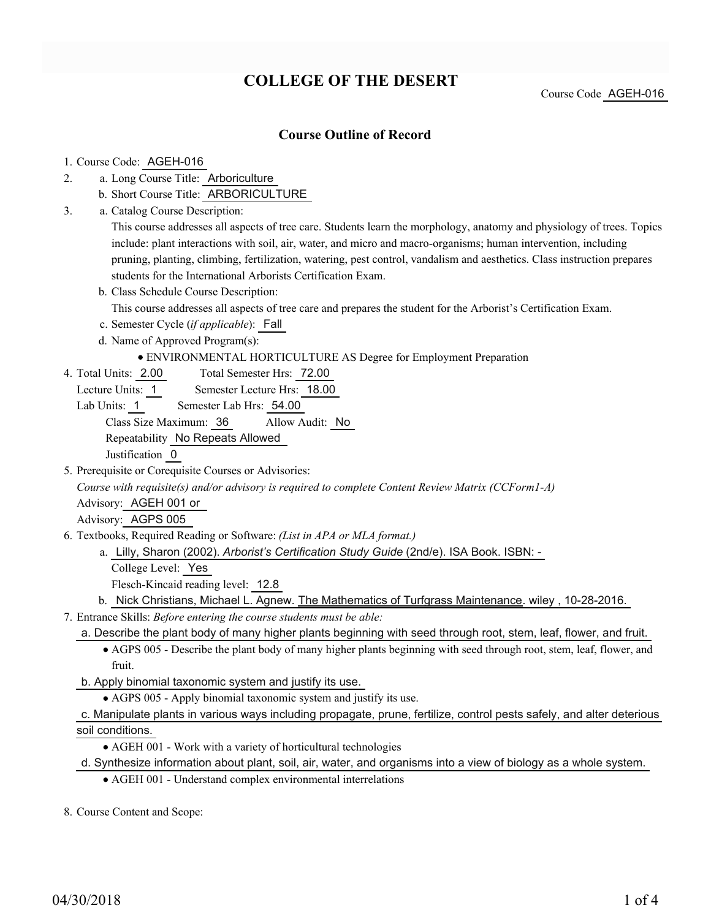# COLLEGE OF THE DESERT

Course Code AGEH-016

## Course Outline of Record

1. Course Code: AGEH-016
2. a. Long Course Title: Arboriculture
   b. Short Course Title: ARBORICULTURE
3. a. Catalog Course Description:
   This course addresses all aspects of tree care. Students learn the morphology, anatomy and physiology of trees. Topics include: plant interactions with soil, air, water, and micro and macro-organisms; human intervention, including pruning, planting, climbing, fertilization, watering, pest control, vandalism and aesthetics. Class instruction prepares students for the International Arborists Certification Exam.
   b. Class Schedule Course Description:
   This course addresses all aspects of tree care and prepares the student for the Arborist's Certification Exam.
   c. Semester Cycle (*if applicable*): Fall
   d. Name of Approved Program(s):
      - ENVIRONMENTAL HORTICULTURE AS Degree for Employment Preparation
4. Total Units: 2.00 Total Semester Hrs: 72.00
   Lecture Units: 1 Semester Lecture Hrs: 18.00
   Lab Units: 1 Semester Lab Hrs: 54.00
   Class Size Maximum: 36 Allow Audit: No
   Repeatability No Repeats Allowed
   Justification 0
5. Prerequisite or Corequisite Courses or Advisories:
   *Course with requisite(s) and/or advisory is required to complete Content Review Matrix (CCForm1-A)*
   Advisory: AGEH 001 or
   Advisory: AGPS 005
6. Textbooks, Required Reading or Software: *(List in APA or MLA format.)*
   a. Lilly, Sharon (2002). *Arborist's Certification Study Guide* (2nd/e). ISA Book. ISBN: -
      College Level: Yes
      Flesch-Kincaid reading level: 12.8
   b. Nick Christians, Michael L. Agnew. The Mathematics of Turfgrass Maintenance. wiley , 10-28-2016.
7. Entrance Skills: *Before entering the course students must be able:*
   a. Describe the plant body of many higher plants beginning with seed through root, stem, leaf, flower, and fruit.
      - AGPS 005 - Describe the plant body of many higher plants beginning with seed through root, stem, leaf, flower, and fruit.
   
   b. Apply binomial taxonomic system and justify its use.
      - AGPS 005 - Apply binomial taxonomic system and justify its use.
   
   c. Manipulate plants in various ways including propagate, prune, fertilize, control pests safely, and alter deterious soil conditions.
      - AGEH 001 - Work with a variety of horticultural technologies
   
   d. Synthesize information about plant, soil, air, water, and organisms into a view of biology as a whole system.
      - AGEH 001 - Understand complex environmental interrelations
8. Course Content and Scope: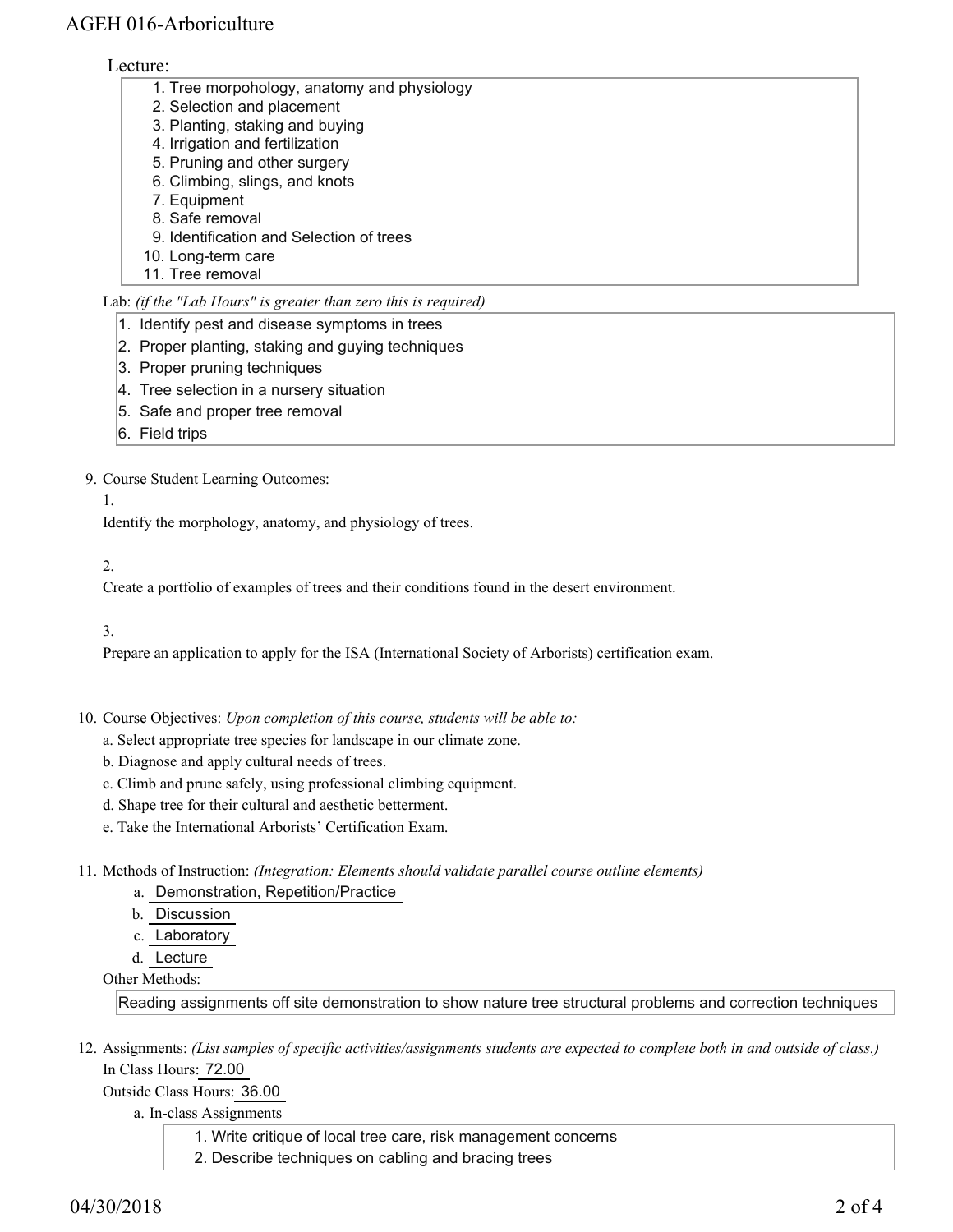Lecture:

1. Tree morpohology, anatomy and physiology
2. Selection and placement
3. Planting, staking and buying
4. Irrigation and fertilization
5. Pruning and other surgery
6. Climbing, slings, and knots
7. Equipment
8. Safe removal
9. Identification and Selection of trees
10. Long-term care
11. Tree removal

Lab: *(if the "Lab Hours" is greater than zero this is required)*

1. Identify pest and disease symptoms in trees
2. Proper planting, staking and guying techniques
3. Proper pruning techniques
4. Tree selection in a nursery situation
5. Safe and proper tree removal
6. Field trips

9. Course Student Learning Outcomes:

1.

Identify the morphology, anatomy, and physiology of trees.

2.

Create a portfolio of examples of trees and their conditions found in the desert environment.

3.

Prepare an application to apply for the ISA (International Society of Arborists) certification exam.

10. Course Objectives: *Upon completion of this course, students will be able to:*

a. Select appropriate tree species for landscape in our climate zone.
b. Diagnose and apply cultural needs of trees.
c. Climb and prune safely, using professional climbing equipment.
d. Shape tree for their cultural and aesthetic betterment.
e. Take the International Arborists' Certification Exam.

11. Methods of Instruction: *(Integration: Elements should validate parallel course outline elements)*

a. Demonstration, Repetition/Practice
b. Discussion
c. Laboratory
d. Lecture

Other Methods:

Reading assignments off site demonstration to show nature tree structural problems and correction techniques

12. Assignments: *(List samples of specific activities/assignments students are expected to complete both in and outside of class.)*

In Class Hours: 72.00

Outside Class Hours: 36.00

a. In-class Assignments

1. Write critique of local tree care, risk management concerns
2. Describe techniques on cabling and bracing trees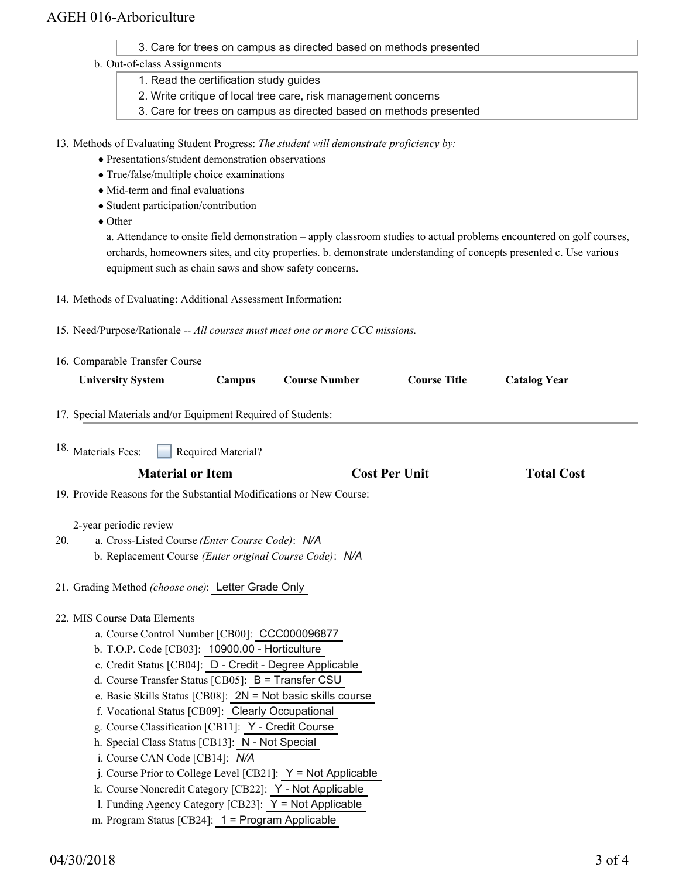3. Care for trees on campus as directed based on methods presented

b. Out-of-class Assignments

1. Read the certification study guides
2. Write critique of local tree care, risk management concerns
3. Care for trees on campus as directed based on methods presented

13. Methods of Evaluating Student Progress: *The student will demonstrate proficiency by:*
    - Presentations/student demonstration observations
    - True/false/multiple choice examinations
    - Mid-term and final evaluations
    - Student participation/contribution
    - Other

    a. Attendance to onsite field demonstration – apply classroom studies to actual problems encountered on golf courses, orchards, homeowners sites, and city properties. b. demonstrate understanding of concepts presented c. Use various equipment such as chain saws and show safety concerns.

14. Methods of Evaluating: Additional Assessment Information:

15. Need/Purpose/Rationale -- *All courses must meet one or more CCC missions.*

16. Comparable Transfer Course

| University System | Campus | Course Number | Course Title | Catalog Year |
|---|---|---|---|---|

17. Special Materials and/or Equipment Required of Students:

18. Materials Fees: ☐ Required Material?

| Material or Item | Cost Per Unit | Total Cost |
|---|---|---|

19. Provide Reasons for the Substantial Modifications or New Course:

    2-year periodic review

20. a. Cross-Listed Course *(Enter Course Code)*: *N/A*

    b. Replacement Course *(Enter original Course Code)*: *N/A*

21. Grading Method *(choose one)*: Letter Grade Only

22. MIS Course Data Elements

    a. Course Control Number [CB00]: CCC000096877

    b. T.O.P. Code [CB03]: 10900.00 - Horticulture

    c. Credit Status [CB04]: D - Credit - Degree Applicable

    d. Course Transfer Status [CB05]: B = Transfer CSU

    e. Basic Skills Status [CB08]: 2N = Not basic skills course

    f. Vocational Status [CB09]: Clearly Occupational

    g. Course Classification [CB11]: Y - Credit Course

    h. Special Class Status [CB13]: N - Not Special

    i. Course CAN Code [CB14]: *N/A*

    j. Course Prior to College Level [CB21]: Y = Not Applicable

    k. Course Noncredit Category [CB22]: Y - Not Applicable

    l. Funding Agency Category [CB23]: Y = Not Applicable

    m. Program Status [CB24]: 1 = Program Applicable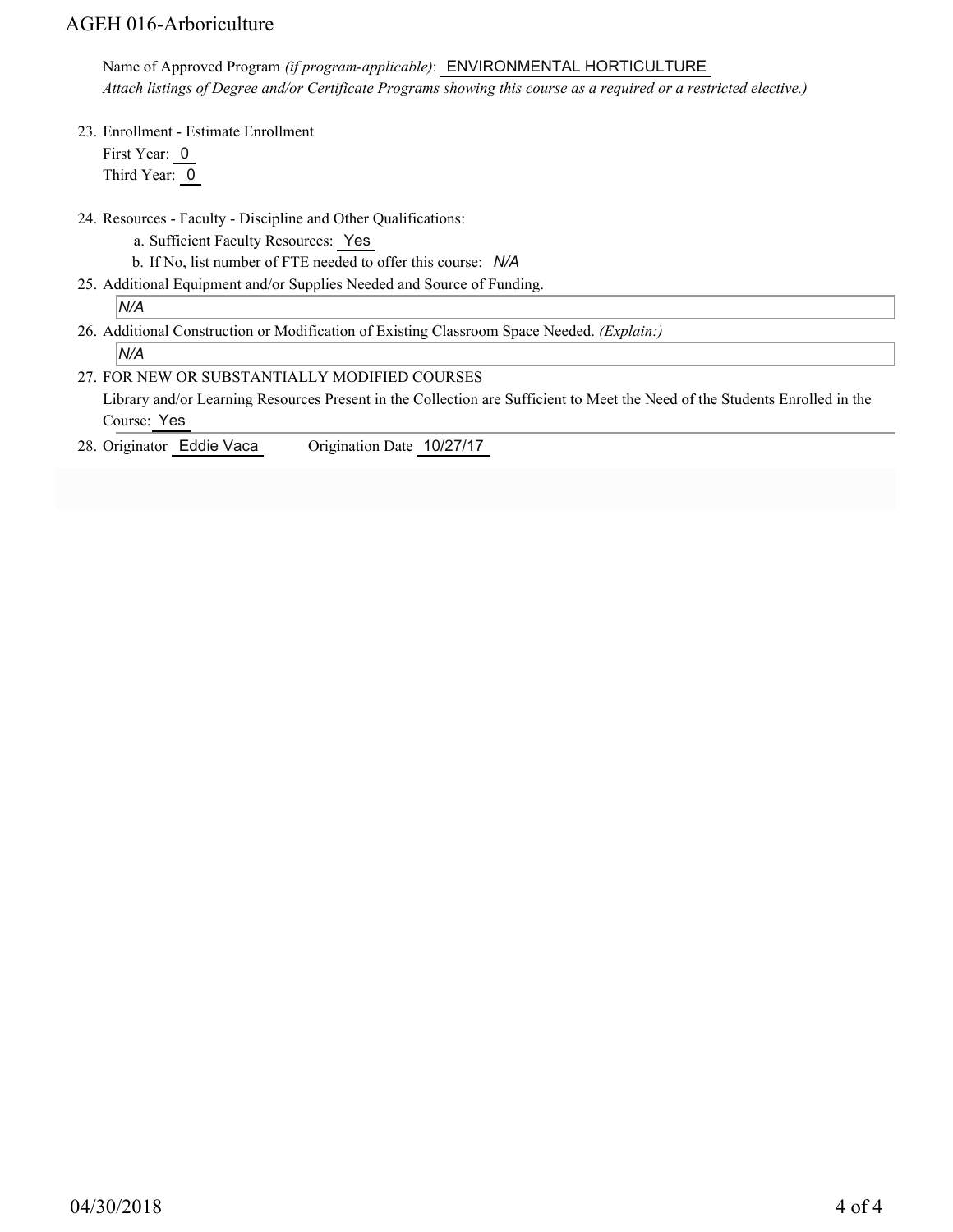Name of Approved Program *(if program-applicable)*: ENVIRONMENTAL HORTICULTURE

*Attach listings of Degree and/or Certificate Programs showing this course as a required or a restricted elective.)*

23. Enrollment - Estimate Enrollment

    First Year: 0

    Third Year: 0

24. Resources - Faculty - Discipline and Other Qualifications:

    a. Sufficient Faculty Resources: Yes

    b. If No, list number of FTE needed to offer this course: *N/A*

25. Additional Equipment and/or Supplies Needed and Source of Funding.

    *N/A*

26. Additional Construction or Modification of Existing Classroom Space Needed. *(Explain:)*

    *N/A*

27. FOR NEW OR SUBSTANTIALLY MODIFIED COURSES

    Library and/or Learning Resources Present in the Collection are Sufficient to Meet the Need of the Students Enrolled in the Course: Yes

28. Originator Eddie Vaca    Origination Date 10/27/17